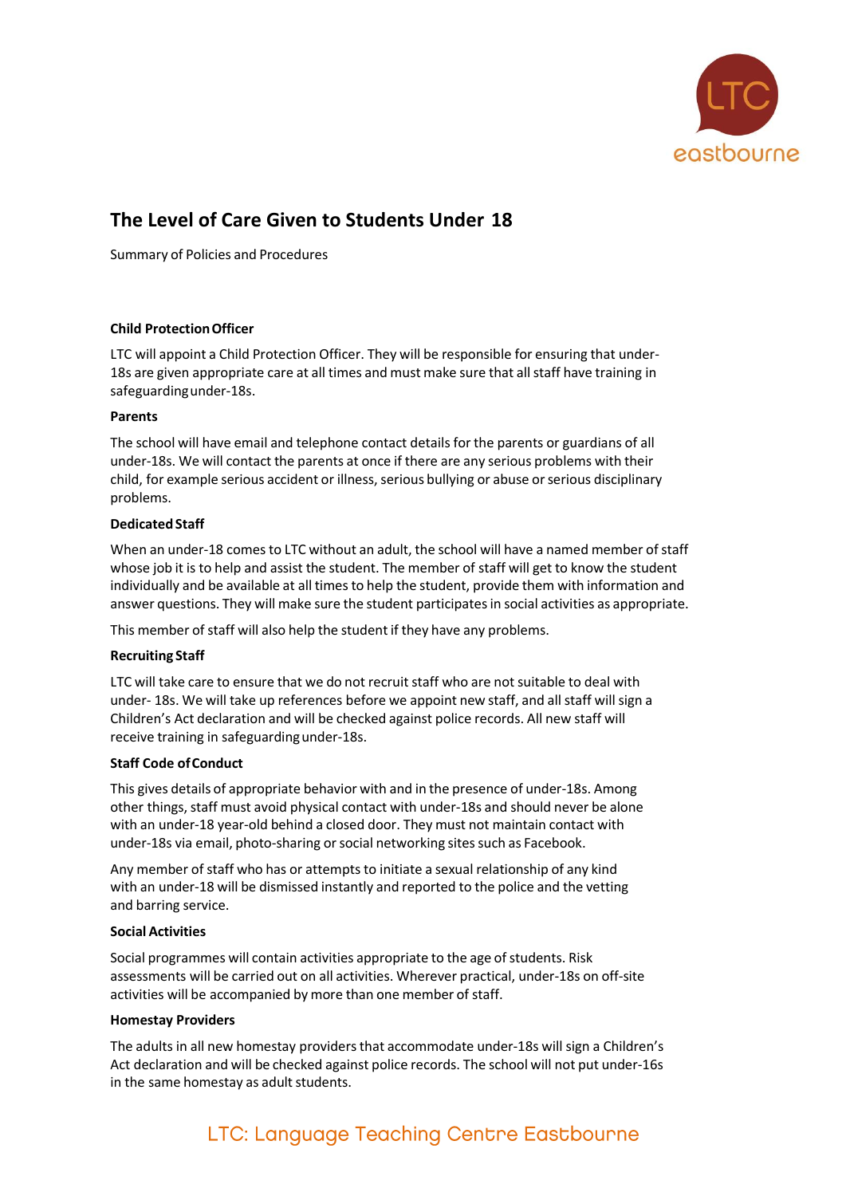# The Level of Care Given to Students Under 18

Summary of Policies and Procedures

**Child Protection Officer**

LTC will appoint a Child Protection Officer. They will be responsible for ensuring that under-18s are given appropriate care at all times and must make sure that all staff have training in safeguarding under-18s.

**Parents**

The school will have email and telephone contact details for the parents or guardians of all under-18s. We will contact the parents at once if there are any serious problems with their child, for example serious accident or illness, serious bullying or abuse or serious disciplinary problems.

**Dedicated Staff**

When an under-18 comes to LTC without an adult, the school will have a named member of staff whose job it is to help and assist the student. The member of staff will get to know the student individually and be available at all times to help the student, provide them with information and answer questions. They will make sure the student participates in social activities as appropriate.

This member of staff will also help the student if they have any problems.

**Recruiting Staff**

LTC will take care to ensure that we do not recruit staff who are not suitable to deal with under- 18s. We will take up references before we appoint new staff, and all staff will sign a Children's Act declaration and will be checked against police records. All new staff will receive training in safeguarding under-18s.

**Staff Code of Conduct**

This gives details of appropriate behavior with and in the presence of under-18s. Among other things, staff must avoid physical contact with under-18s and should never be alone with an under-18 year-old behind a closed door. They must not maintain contact with under-18s via email, photo-sharing or social networking sites such as Facebook.

Any member of staff who has or attempts to initiate a sexual relationship of any kind with an under-18 will be dismissed instantly and reported to the police and the vetting and barring service.

**Social Activities**

Social programmes will contain activities appropriate to the age of students. Risk assessments will be carried out on all activities. Wherever practical, under-18s on off-site activities will be accompanied by more than one member of staff.

**Homestay Providers**

The adults in all new homestay providers that accommodate under-18s will sign a Children's Act declaration and will be checked against police records. The school will not put under-16s in the same homestay as adult students.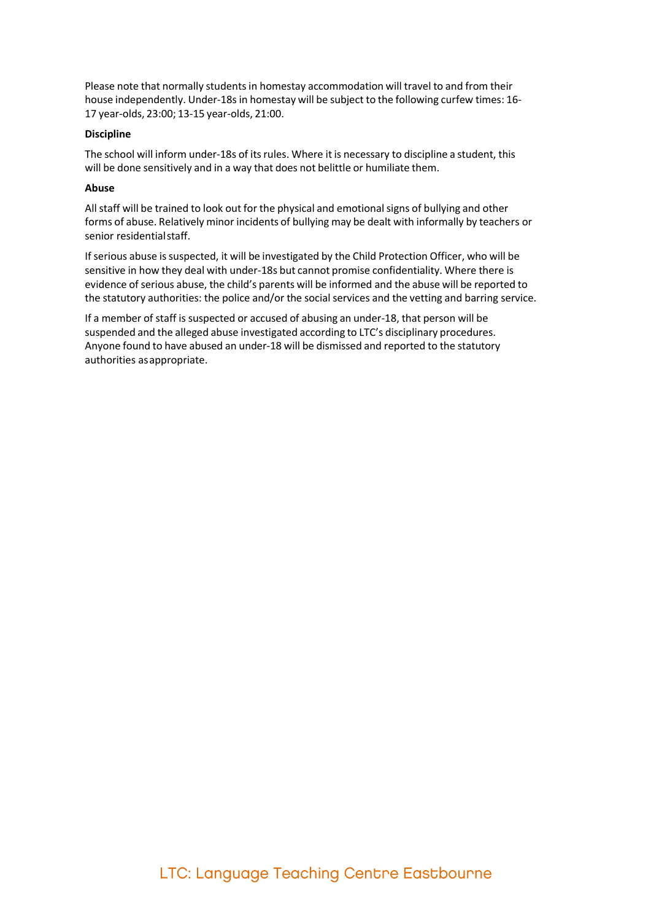Please note that normally students in homestay accommodation will travel to and from their house independently. Under-18s in homestay will be subject to the following curfew times: 16-17 year-olds, 23:00; 13-15 year-olds, 21:00.

**Discipline**

The school will inform under-18s of its rules. Where it is necessary to discipline a student, this will be done sensitively and in a way that does not belittle or humiliate them.

**Abuse**

All staff will be trained to look out for the physical and emotional signs of bullying and other forms of abuse. Relatively minor incidents of bullying may be dealt with informally by teachers or senior residential staff.

If serious abuse is suspected, it will be investigated by the Child Protection Officer, who will be sensitive in how they deal with under-18s but cannot promise confidentiality. Where there is evidence of serious abuse, the child's parents will be informed and the abuse will be reported to the statutory authorities: the police and/or the social services and the vetting and barring service.

If a member of staff is suspected or accused of abusing an under-18, that person will be suspended and the alleged abuse investigated according to LTC's disciplinary procedures. Anyone found to have abused an under-18 will be dismissed and reported to the statutory authorities as appropriate.